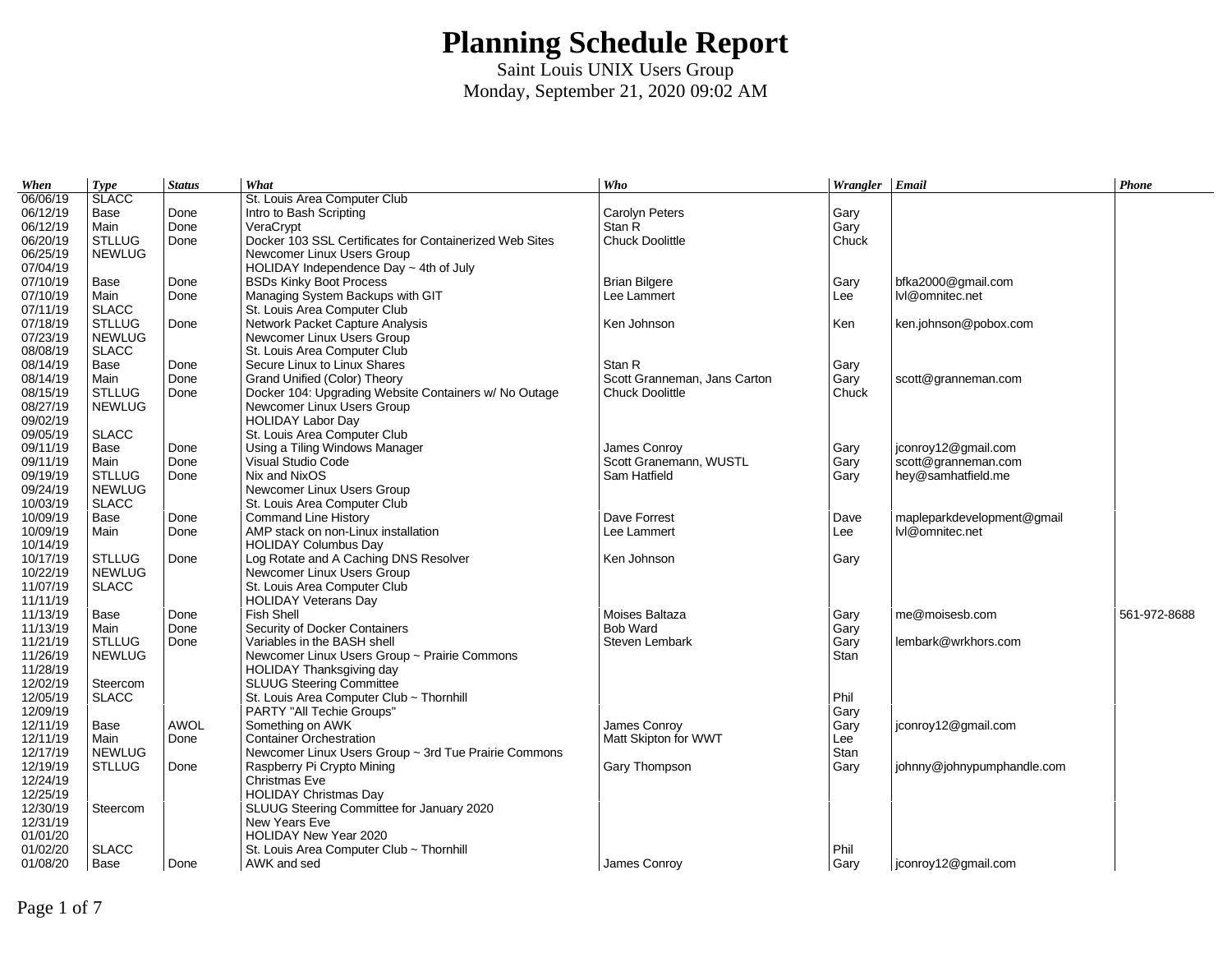# Planning Schedule Report

Saint Louis UNIX Users Group

Monday, September 21, 2020 09:02 AM

| *When* | *Type* | *Status* | *What* | *Who* | *Wrangler* | *Email* | *Phone* |
|---|---|---|---|---|---|---|---|
| 06/06/19 | SLACC | | St. Louis Area Computer Club | | | | |
| 06/12/19 | Base | Done | Intro to Bash Scripting | Carolyn Peters | Gary | | |
| 06/12/19 | Main | Done | VeraCrypt | Stan R | Gary | | |
| 06/20/19 | STLLUG | Done | Docker 103 SSL Certificates for Containerized Web Sites | Chuck Doolittle | Chuck | | |
| 06/25/19 | NEWLUG | | Newcomer Linux Users Group | | | | |
| 07/04/19 | | | HOLIDAY Independence Day ~ 4th of July | | | | |
| 07/10/19 | Base | Done | BSDs Kinky Boot Process | Brian Bilgere | Gary | bfka2000@gmail.com | |
| 07/10/19 | Main | Done | Managing System Backups with GIT | Lee Lammert | Lee | lvl@omnitec.net | |
| 07/11/19 | SLACC | | St. Louis Area Computer Club | | | | |
| 07/18/19 | STLLUG | Done | Network Packet Capture Analysis | Ken Johnson | Ken | ken.johnson@pobox.com | |
| 07/23/19 | NEWLUG | | Newcomer Linux Users Group | | | | |
| 08/08/19 | SLACC | | St. Louis Area Computer Club | | | | |
| 08/14/19 | Base | Done | Secure Linux to Linux Shares | Stan R | Gary | | |
| 08/14/19 | Main | Done | Grand Unified (Color) Theory | Scott Granneman, Jans Carton | Gary | scott@granneman.com | |
| 08/15/19 | STLLUG | Done | Docker 104: Upgrading Website Containers w/ No Outage | Chuck Doolittle | Chuck | | |
| 08/27/19 | NEWLUG | | Newcomer Linux Users Group | | | | |
| 09/02/19 | | | HOLIDAY Labor Day | | | | |
| 09/05/19 | SLACC | | St. Louis Area Computer Club | | | | |
| 09/11/19 | Base | Done | Using a Tiling Windows Manager | James Conroy | Gary | jconroy12@gmail.com | |
| 09/11/19 | Main | Done | Visual Studio Code | Scott Granemann, WUSTL | Gary | scott@granneman.com | |
| 09/19/19 | STLLUG | Done | Nix and NixOS | Sam Hatfield | Gary | hey@samhatfield.me | |
| 09/24/19 | NEWLUG | | Newcomer Linux Users Group | | | | |
| 10/03/19 | SLACC | | St. Louis Area Computer Club | | | | |
| 10/09/19 | Base | Done | Command Line History | Dave Forrest | Dave | mapleparkdevelopment@gmail | |
| 10/09/19 | Main | Done | AMP stack on non-Linux installation | Lee Lammert | Lee | lvl@omnitec.net | |
| 10/14/19 | | | HOLIDAY Columbus Day | | | | |
| 10/17/19 | STLLUG | Done | Log Rotate and A Caching DNS Resolver | Ken Johnson | Gary | | |
| 10/22/19 | NEWLUG | | Newcomer Linux Users Group | | | | |
| 11/07/19 | SLACC | | St. Louis Area Computer Club | | | | |
| 11/11/19 | | | HOLIDAY Veterans Day | | | | |
| 11/13/19 | Base | Done | Fish Shell | Moises Baltaza | Gary | me@moisesb.com | 561-972-8688 |
| 11/13/19 | Main | Done | Security of Docker Containers | Bob Ward | Gary | | |
| 11/21/19 | STLLUG | Done | Variables in the BASH shell | Steven Lembark | Gary | lembark@wrkhors.com | |
| 11/26/19 | NEWLUG | | Newcomer Linux Users Group ~ Prairie Commons | | Stan | | |
| 11/28/19 | | | HOLIDAY Thanksgiving day | | | | |
| 12/02/19 | Steercom | | SLUUG Steering Committee | | | | |
| 12/05/19 | SLACC | | St. Louis Area Computer Club ~ Thornhill | | Phil | | |
| 12/09/19 | | | PARTY "All Techie Groups" | | Gary | | |
| 12/11/19 | Base | AWOL | Something on AWK | James Conroy | Gary | jconroy12@gmail.com | |
| 12/11/19 | Main | Done | Container Orchestration | Matt Skipton for WWT | Lee | | |
| 12/17/19 | NEWLUG | | Newcomer Linux Users Group ~ 3rd Tue Prairie Commons | | Stan | | |
| 12/19/19 | STLLUG | Done | Raspberry Pi Crypto Mining | Gary Thompson | Gary | johnny@johnypumphandle.com | |
| 12/24/19 | | | Christmas Eve | | | | |
| 12/25/19 | | | HOLIDAY Christmas Day | | | | |
| 12/30/19 | Steercom | | SLUUG Steering Committee for January 2020 | | | | |
| 12/31/19 | | | New Years Eve | | | | |
| 01/01/20 | | | HOLIDAY New Year 2020 | | | | |
| 01/02/20 | SLACC | | St. Louis Area Computer Club ~ Thornhill | | Phil | | |
| 01/08/20 | Base | Done | AWK and sed | James Conroy | Gary | jconroy12@gmail.com | |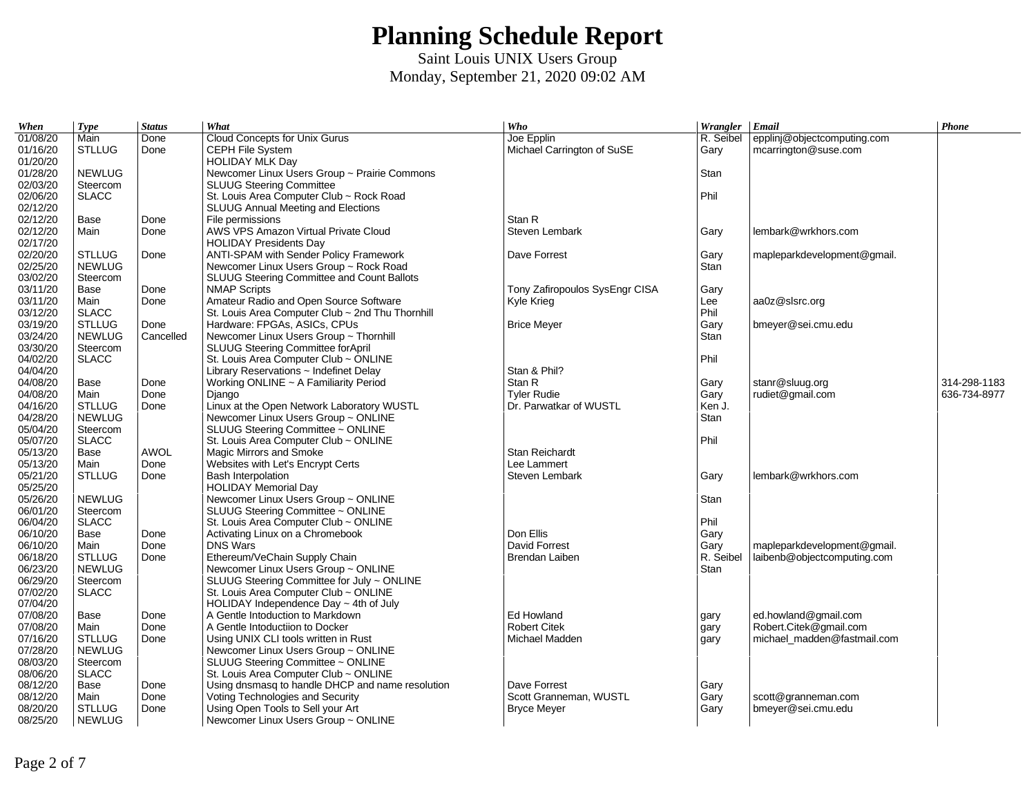# Planning Schedule Report

Saint Louis UNIX Users Group

Monday, September 21, 2020 09:02 AM

| *When* | *Type* | *Status* | *What* | *Who* | *Wrangler* | *Email* | *Phone* |
|---|---|---|---|---|---|---|---|
| 01/08/20 | Main | Done | Cloud Concepts for Unix Gurus | Joe Epplin | R. Seibel | epplinj@objectcomputing.com | |
| 01/16/20 | STLLUG | Done | CEPH File System | Michael Carrington of SuSE | Gary | mcarrington@suse.com | |
| 01/20/20 | | | HOLIDAY MLK Day | | | | |
| 01/28/20 | NEWLUG | | Newcomer Linux Users Group ~ Prairie Commons | | Stan | | |
| 02/03/20 | Steercom | | SLUUG Steering Committee | | | | |
| 02/06/20 | SLACC | | St. Louis Area Computer Club ~ Rock Road | | Phil | | |
| 02/12/20 | | | SLUUG Annual Meeting and Elections | | | | |
| 02/12/20 | Base | Done | File permissions | Stan R | | | |
| 02/12/20 | Main | Done | AWS VPS Amazon Virtual Private Cloud | Steven Lembark | Gary | lembark@wrkhors.com | |
| 02/17/20 | | | HOLIDAY Presidents Day | | | | |
| 02/20/20 | STLLUG | Done | ANTI-SPAM with Sender Policy Framework | Dave Forrest | Gary | mapleparkdevelopment@gmail. | |
| 02/25/20 | NEWLUG | | Newcomer Linux Users Group ~ Rock Road | | Stan | | |
| 03/02/20 | Steercom | | SLUUG Steering Committee and Count Ballots | | | | |
| 03/11/20 | Base | Done | NMAP Scripts | Tony Zafiropoulos SysEngr CISA | Gary | | |
| 03/11/20 | Main | Done | Amateur Radio and Open Source Software | Kyle Krieg | Lee | aa0z@slsrc.org | |
| 03/12/20 | SLACC | | St. Louis Area Computer Club ~ 2nd Thu Thornhill | | Phil | | |
| 03/19/20 | STLLUG | Done | Hardware: FPGAs, ASICs, CPUs | Brice Meyer | Gary | bmeyer@sei.cmu.edu | |
| 03/24/20 | NEWLUG | Cancelled | Newcomer Linux Users Group ~ Thornhill | | Stan | | |
| 03/30/20 | Steercom | | SLUUG Steering Committee forApril | | | | |
| 04/02/20 | SLACC | | St. Louis Area Computer Club ~ ONLINE | | Phil | | |
| 04/04/20 | | | Library Reservations ~ Indefinet Delay | Stan & Phil? | | | |
| 04/08/20 | Base | Done | Working ONLINE ~ A Familiarity Period | Stan R | Gary | stanr@sluug.org | 314-298-1183 |
| 04/08/20 | Main | Done | Django | Tyler Rudie | Gary | rudiet@gmail.com | 636-734-8977 |
| 04/16/20 | STLLUG | Done | Linux at the Open Network Laboratory WUSTL | Dr. Parwatkar of WUSTL | Ken J. | | |
| 04/28/20 | NEWLUG | | Newcomer Linux Users Group ~ ONLINE | | Stan | | |
| 05/04/20 | Steercom | | SLUUG Steering Committee ~ ONLINE | | | | |
| 05/07/20 | SLACC | | St. Louis Area Computer Club ~ ONLINE | | Phil | | |
| 05/13/20 | Base | AWOL | Magic Mirrors and Smoke | Stan Reichardt | | | |
| 05/13/20 | Main | Done | Websites with Let's Encrypt Certs | Lee Lammert | | | |
| 05/21/20 | STLLUG | Done | Bash Interpolation | Steven Lembark | Gary | lembark@wrkhors.com | |
| 05/25/20 | | | HOLIDAY Memorial Day | | | | |
| 05/26/20 | NEWLUG | | Newcomer Linux Users Group ~ ONLINE | | Stan | | |
| 06/01/20 | Steercom | | SLUUG Steering Committee ~ ONLINE | | | | |
| 06/04/20 | SLACC | | St. Louis Area Computer Club ~ ONLINE | | Phil | | |
| 06/10/20 | Base | Done | Activating Linux on a Chromebook | Don Ellis | Gary | | |
| 06/10/20 | Main | Done | DNS Wars | David Forrest | Gary | mapleparkdevelopment@gmail. | |
| 06/18/20 | STLLUG | Done | Ethereum/VeChain Supply Chain | Brendan Laiben | R. Seibel | laibenb@objectcomputing.com | |
| 06/23/20 | NEWLUG | | Newcomer Linux Users Group ~ ONLINE | | Stan | | |
| 06/29/20 | Steercom | | SLUUG Steering Committee for July ~ ONLINE | | | | |
| 07/02/20 | SLACC | | St. Louis Area Computer Club ~ ONLINE | | | | |
| 07/04/20 | | | HOLIDAY Independence Day ~ 4th of July | | | | |
| 07/08/20 | Base | Done | A Gentle Intoduction to Markdown | Ed Howland | gary | ed.howland@gmail.com | |
| 07/08/20 | Main | Done | A Gentle Intoductiion to Docker | Robert Citek | gary | Robert.Citek@gmail.com | |
| 07/16/20 | STLLUG | Done | Using UNIX CLI tools written in Rust | Michael Madden | gary | michael_madden@fastmail.com | |
| 07/28/20 | NEWLUG | | Newcomer Linux Users Group ~ ONLINE | | | | |
| 08/03/20 | Steercom | | SLUUG Steering Committee ~ ONLINE | | | | |
| 08/06/20 | SLACC | | St. Louis Area Computer Club ~ ONLINE | | | | |
| 08/12/20 | Base | Done | Using dnsmasq to handle DHCP and name resolution | Dave Forrest | Gary | | |
| 08/12/20 | Main | Done | Voting Technologies and Security | Scott Granneman, WUSTL | Gary | scott@granneman.com | |
| 08/20/20 | STLLUG | Done | Using Open Tools to Sell your Art | Bryce Meyer | Gary | bmeyer@sei.cmu.edu | |
| 08/25/20 | NEWLUG | | Newcomer Linux Users Group ~ ONLINE | | | | |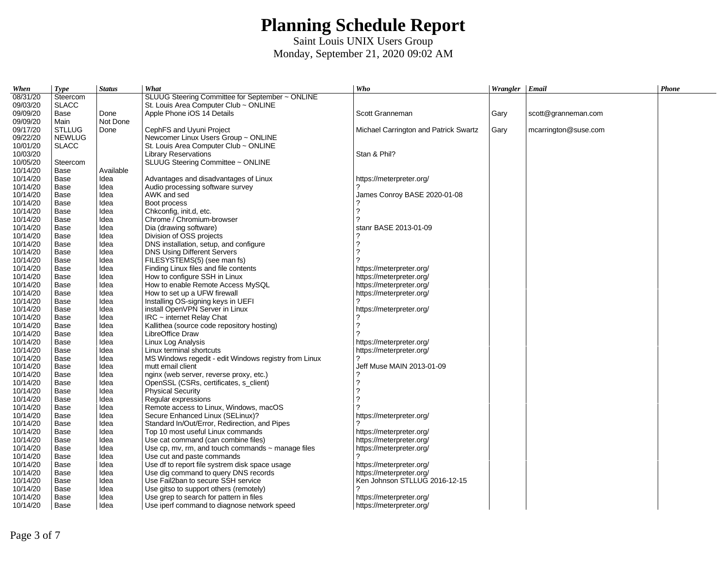# Planning Schedule Report

Saint Louis UNIX Users Group

Monday, September 21, 2020 09:02 AM

| When | Type | Status | What | Who | Wrangler | Email | Phone |
|---|---|---|---|---|---|---|---|
| 08/31/20 | Steercom | | SLUUG Steering Committee for September ~ ONLINE | | | | |
| 09/03/20 | SLACC | | St. Louis Area Computer Club ~ ONLINE | | | | |
| 09/09/20 | Base | Done | Apple Phone iOS 14 Details | Scott Granneman | Gary | scott@granneman.com | |
| 09/09/20 | Main | Not Done | | | | | |
| 09/17/20 | STLLUG | Done | CephFS and Uyuni Project | Michael Carrington and Patrick Swartz | Gary | mcarrington@suse.com | |
| 09/22/20 | NEWLUG | | Newcomer Linux Users Group ~ ONLINE | | | | |
| 10/01/20 | SLACC | | St. Louis Area Computer Club ~ ONLINE | | | | |
| 10/03/20 | | | Library Reservations | Stan & Phil? | | | |
| 10/05/20 | Steercom | | SLUUG Steering Committee ~ ONLINE | | | | |
| 10/14/20 | Base | Available | | | | | |
| 10/14/20 | Base | Idea | Advantages and disadvantages of Linux | https://meterpreter.org/ | | | |
| 10/14/20 | Base | Idea | Audio processing software survey | ? | | | |
| 10/14/20 | Base | Idea | AWK and sed | James Conroy BASE 2020-01-08 | | | |
| 10/14/20 | Base | Idea | Boot process | ? | | | |
| 10/14/20 | Base | Idea | Chkconfig, init.d, etc. | ? | | | |
| 10/14/20 | Base | Idea | Chrome / Chromium-browser | ? | | | |
| 10/14/20 | Base | Idea | Dia (drawing software) | stanr BASE 2013-01-09 | | | |
| 10/14/20 | Base | Idea | Division of OSS projects | ? | | | |
| 10/14/20 | Base | Idea | DNS installation, setup, and configure | ? | | | |
| 10/14/20 | Base | Idea | DNS Using Different Servers | ? | | | |
| 10/14/20 | Base | Idea | FILESYSTEMS(5) (see man fs) | ? | | | |
| 10/14/20 | Base | Idea | Finding Linux files and file contents | https://meterpreter.org/ | | | |
| 10/14/20 | Base | Idea | How to configure SSH in Linux | https://meterpreter.org/ | | | |
| 10/14/20 | Base | Idea | How to enable Remote Access MySQL | https://meterpreter.org/ | | | |
| 10/14/20 | Base | Idea | How to set up a UFW firewall | https://meterpreter.org/ | | | |
| 10/14/20 | Base | Idea | Installing OS-signing keys in UEFI | ? | | | |
| 10/14/20 | Base | Idea | install OpenVPN Server in Linux | https://meterpreter.org/ | | | |
| 10/14/20 | Base | Idea | IRC ~ internet Relay Chat | ? | | | |
| 10/14/20 | Base | Idea | Kallithea (source code repository hosting) | ? | | | |
| 10/14/20 | Base | Idea | LibreOffice Draw | ? | | | |
| 10/14/20 | Base | Idea | Linux Log Analysis | https://meterpreter.org/ | | | |
| 10/14/20 | Base | Idea | Linux terminal shortcuts | https://meterpreter.org/ | | | |
| 10/14/20 | Base | Idea | MS Windows regedit - edit Windows registry from Linux | ? | | | |
| 10/14/20 | Base | Idea | mutt email client | Jeff Muse MAIN 2013-01-09 | | | |
| 10/14/20 | Base | Idea | nginx (web server, reverse proxy, etc.) | ? | | | |
| 10/14/20 | Base | Idea | OpenSSL (CSRs, certificates, s_client) | ? | | | |
| 10/14/20 | Base | Idea | Physical Security | ? | | | |
| 10/14/20 | Base | Idea | Regular expressions | ? | | | |
| 10/14/20 | Base | Idea | Remote access to Linux, Windows, macOS | ? | | | |
| 10/14/20 | Base | Idea | Secure Enhanced Linux (SELinux)? | https://meterpreter.org/ | | | |
| 10/14/20 | Base | Idea | Standard In/Out/Error, Redirection, and Pipes | ? | | | |
| 10/14/20 | Base | Idea | Top 10 most useful Linux commands | https://meterpreter.org/ | | | |
| 10/14/20 | Base | Idea | Use cat command (can combine files) | https://meterpreter.org/ | | | |
| 10/14/20 | Base | Idea | Use cp, mv, rm, and touch commands ~ manage files | https://meterpreter.org/ | | | |
| 10/14/20 | Base | Idea | Use cut and paste commands | ? | | | |
| 10/14/20 | Base | Idea | Use df to report file systrem disk space usage | https://meterpreter.org/ | | | |
| 10/14/20 | Base | Idea | Use dig command to query DNS records | https://meterpreter.org/ | | | |
| 10/14/20 | Base | Idea | Use Fail2ban to secure SSH service | Ken Johnson STLLUG 2016-12-15 | | | |
| 10/14/20 | Base | Idea | Use gitso to support others (remotely) | ? | | | |
| 10/14/20 | Base | Idea | Use grep to search for pattern in files | https://meterpreter.org/ | | | |
| 10/14/20 | Base | Idea | Use iperf command to diagnose network speed | https://meterpreter.org/ | | | |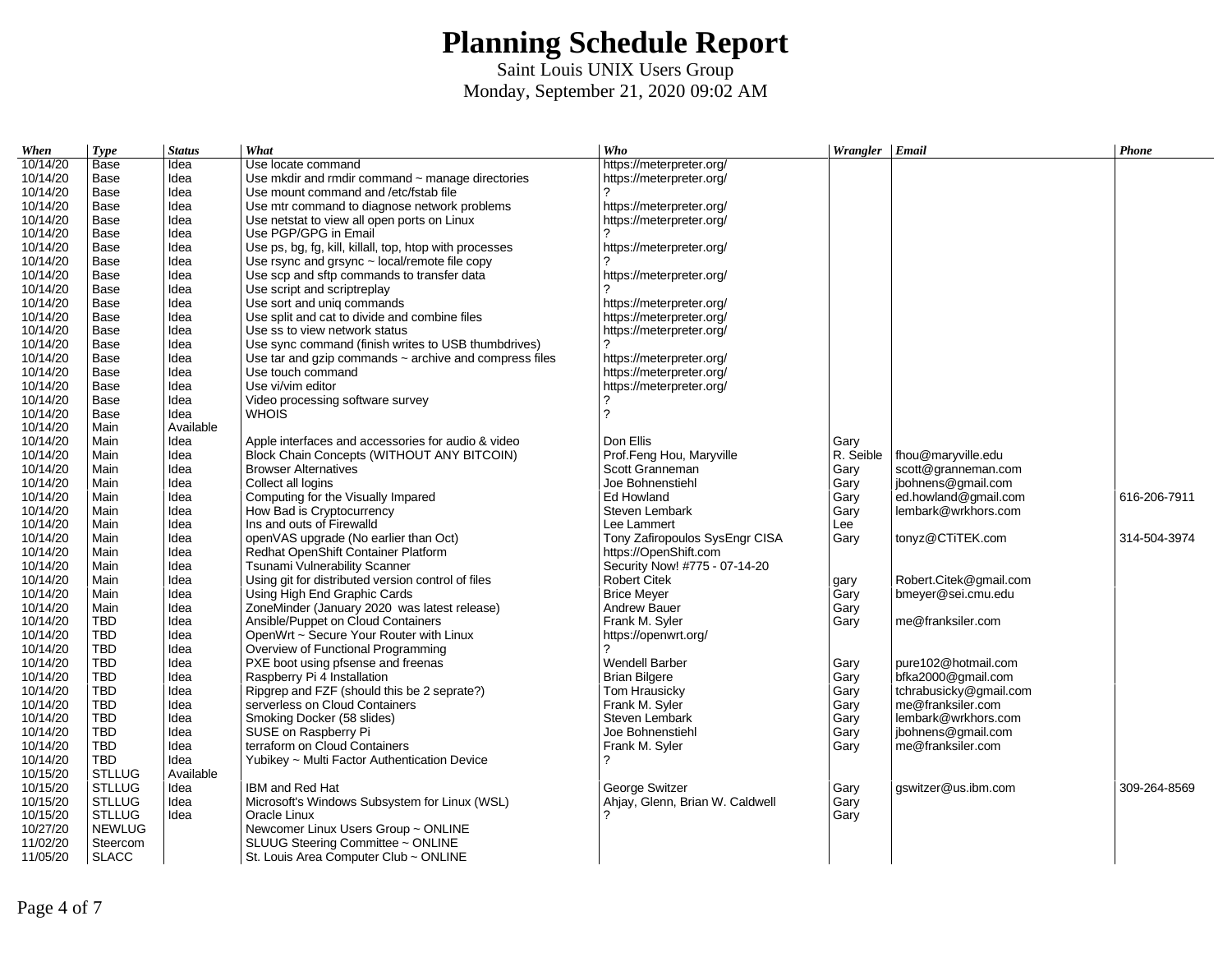# Planning Schedule Report

Saint Louis UNIX Users Group

Monday, September 21, 2020 09:02 AM

| When | Type | Status | What | Who | Wrangler | Email | Phone |
|---|---|---|---|---|---|---|---|
| 10/14/20 | Base | Idea | Use locate command | https://meterpreter.org/ | | | |
| 10/14/20 | Base | Idea | Use mkdir and rmdir command ~ manage directories | https://meterpreter.org/ | | | |
| 10/14/20 | Base | Idea | Use mount command and /etc/fstab file | ? | | | |
| 10/14/20 | Base | Idea | Use mtr command to diagnose network problems | https://meterpreter.org/ | | | |
| 10/14/20 | Base | Idea | Use netstat to view all open ports on Linux | https://meterpreter.org/ | | | |
| 10/14/20 | Base | Idea | Use PGP/GPG in Email | ? | | | |
| 10/14/20 | Base | Idea | Use ps, bg, fg, kill, killall, top, htop with processes | https://meterpreter.org/ | | | |
| 10/14/20 | Base | Idea | Use rsync and grsync ~ local/remote file copy | ? | | | |
| 10/14/20 | Base | Idea | Use scp and sftp commands to transfer data | https://meterpreter.org/ | | | |
| 10/14/20 | Base | Idea | Use script and scriptreplay | ? | | | |
| 10/14/20 | Base | Idea | Use sort and uniq commands | https://meterpreter.org/ | | | |
| 10/14/20 | Base | Idea | Use split and cat to divide and combine files | https://meterpreter.org/ | | | |
| 10/14/20 | Base | Idea | Use ss to view network status | https://meterpreter.org/ | | | |
| 10/14/20 | Base | Idea | Use sync command (finish writes to USB thumbdrives) | ? | | | |
| 10/14/20 | Base | Idea | Use tar and gzip commands ~ archive and compress files | https://meterpreter.org/ | | | |
| 10/14/20 | Base | Idea | Use touch command | https://meterpreter.org/ | | | |
| 10/14/20 | Base | Idea | Use vi/vim editor | https://meterpreter.org/ | | | |
| 10/14/20 | Base | Idea | Video processing software survey | ? | | | |
| 10/14/20 | Base | Idea | WHOIS | ? | | | |
| 10/14/20 | Main | Available | | | | | |
| 10/14/20 | Main | Idea | Apple interfaces and accessories for audio & video | Don Ellis | Gary | | |
| 10/14/20 | Main | Idea | Block Chain Concepts (WITHOUT ANY BITCOIN) | Prof.Feng Hou, Maryville | R. Seible | fhou@maryville.edu | |
| 10/14/20 | Main | Idea | Browser Alternatives | Scott Granneman | Gary | scott@granneman.com | |
| 10/14/20 | Main | Idea | Collect all logins | Joe Bohnenstiehl | Gary | jbohnens@gmail.com | |
| 10/14/20 | Main | Idea | Computing for the Visually Impared | Ed Howland | Gary | ed.howland@gmail.com | 616-206-7911 |
| 10/14/20 | Main | Idea | How Bad is Cryptocurrency | Steven Lembark | Gary | lembark@wrkhors.com | |
| 10/14/20 | Main | Idea | Ins and outs of Firewalld | Lee Lammert | Lee | | |
| 10/14/20 | Main | Idea | openVAS upgrade (No earlier than Oct) | Tony Zafiropoulos SysEngr CISA | Gary | tonyz@CTiTEK.com | 314-504-3974 |
| 10/14/20 | Main | Idea | Redhat OpenShift Container Platform | https://OpenShift.com | | | |
| 10/14/20 | Main | Idea | Tsunami Vulnerability Scanner | Security Now! #775 - 07-14-20 | | | |
| 10/14/20 | Main | Idea | Using git for distributed version control of files | Robert Citek | gary | Robert.Citek@gmail.com | |
| 10/14/20 | Main | Idea | Using High End Graphic Cards | Brice Meyer | Gary | bmeyer@sei.cmu.edu | |
| 10/14/20 | Main | Idea | ZoneMinder (January 2020 was latest release) | Andrew Bauer | Gary | | |
| 10/14/20 | TBD | Idea | Ansible/Puppet on Cloud Containers | Frank M. Syler | Gary | me@franksiler.com | |
| 10/14/20 | TBD | Idea | OpenWrt ~ Secure Your Router with Linux | https://openwrt.org/ | | | |
| 10/14/20 | TBD | Idea | Overview of Functional Programming | ? | | | |
| 10/14/20 | TBD | Idea | PXE boot using pfsense and freenas | Wendell Barber | Gary | pure102@hotmail.com | |
| 10/14/20 | TBD | Idea | Raspberry Pi 4 Installation | Brian Bilgere | Gary | bfka2000@gmail.com | |
| 10/14/20 | TBD | Idea | Ripgrep and FZF (should this be 2 seprate?) | Tom Hrausicky | Gary | tchrabusicky@gmail.com | |
| 10/14/20 | TBD | Idea | serverless on Cloud Containers | Frank M. Syler | Gary | me@franksiler.com | |
| 10/14/20 | TBD | Idea | Smoking Docker (58 slides) | Steven Lembark | Gary | lembark@wrkhors.com | |
| 10/14/20 | TBD | Idea | SUSE on Raspberry Pi | Joe Bohnenstiehl | Gary | jbohnens@gmail.com | |
| 10/14/20 | TBD | Idea | terraform on Cloud Containers | Frank M. Syler | Gary | me@franksiler.com | |
| 10/14/20 | TBD | Idea | Yubikey ~ Multi Factor Authentication Device | ? | | | |
| 10/15/20 | STLLUG | Available | | | | | |
| 10/15/20 | STLLUG | Idea | IBM and Red Hat | George Switzer | Gary | gswitzer@us.ibm.com | 309-264-8569 |
| 10/15/20 | STLLUG | Idea | Microsoft's Windows Subsystem for Linux (WSL) | Ahjay, Glenn, Brian W. Caldwell | Gary | | |
| 10/15/20 | STLLUG | Idea | Oracle Linux | ? | Gary | | |
| 10/27/20 | NEWLUG | | Newcomer Linux Users Group ~ ONLINE | | | | |
| 11/02/20 | Steercom | | SLUUG Steering Committee ~ ONLINE | | | | |
| 11/05/20 | SLACC | | St. Louis Area Computer Club ~ ONLINE | | | | |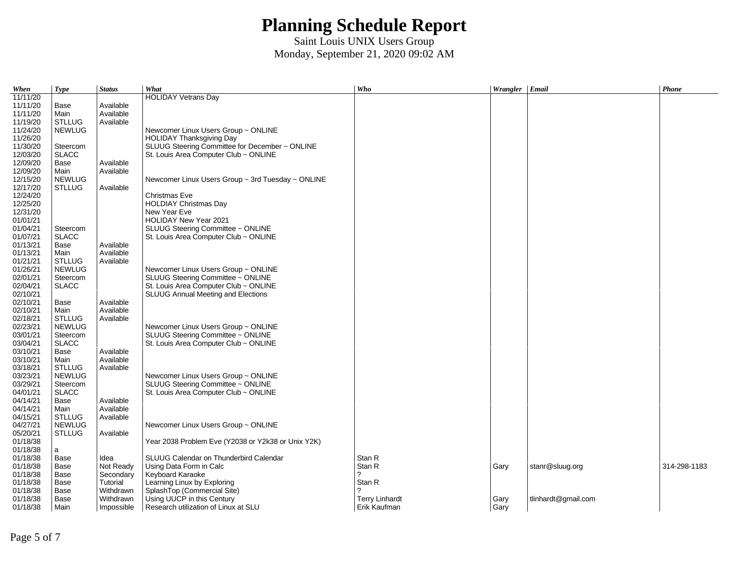# Planning Schedule Report

Saint Louis UNIX Users Group

Monday, September 21, 2020 09:02 AM

| When | Type | Status | What | Who | Wrangler | Email | Phone |
|---|---|---|---|---|---|---|---|
| 11/11/20 | | | HOLIDAY Vetrans Day | | | | |
| 11/11/20 | Base | Available | | | | | |
| 11/11/20 | Main | Available | | | | | |
| 11/19/20 | STLLUG | Available | | | | | |
| 11/24/20 | NEWLUG | | Newcomer Linux Users Group ~ ONLINE | | | | |
| 11/26/20 | | | HOLIDAY Thanksgiving Day | | | | |
| 11/30/20 | Steercom | | SLUUG Steering Committee for December ~ ONLINE | | | | |
| 12/03/20 | SLACC | | St. Louis Area Computer Club ~ ONLINE | | | | |
| 12/09/20 | Base | Available | | | | | |
| 12/09/20 | Main | Available | | | | | |
| 12/15/20 | NEWLUG | | Newcomer Linux Users Group ~ 3rd Tuesday ~ ONLINE | | | | |
| 12/17/20 | STLLUG | Available | | | | | |
| 12/24/20 | | | Christmas Eve | | | | |
| 12/25/20 | | | HOLDIAY Christmas Day | | | | |
| 12/31/20 | | | New Year Eve | | | | |
| 01/01/21 | | | HOLIDAY New Year 2021 | | | | |
| 01/04/21 | Steercom | | SLUUG Steering Committee ~ ONLINE | | | | |
| 01/07/21 | SLACC | | St. Louis Area Computer Club ~ ONLINE | | | | |
| 01/13/21 | Base | Available | | | | | |
| 01/13/21 | Main | Available | | | | | |
| 01/21/21 | STLLUG | Available | | | | | |
| 01/26/21 | NEWLUG | | Newcomer Linux Users Group ~ ONLINE | | | | |
| 02/01/21 | Steercom | | SLUUG Steering Committee ~ ONLINE | | | | |
| 02/04/21 | SLACC | | St. Louis Area Computer Club ~ ONLINE | | | | |
| 02/10/21 | | | SLUUG Annual Meeting and Elections | | | | |
| 02/10/21 | Base | Available | | | | | |
| 02/10/21 | Main | Available | | | | | |
| 02/18/21 | STLLUG | Available | | | | | |
| 02/23/21 | NEWLUG | | Newcomer Linux Users Group ~ ONLINE | | | | |
| 03/01/21 | Steercom | | SLUUG Steering Committee ~ ONLINE | | | | |
| 03/04/21 | SLACC | | St. Louis Area Computer Club ~ ONLINE | | | | |
| 03/10/21 | Base | Available | | | | | |
| 03/10/21 | Main | Available | | | | | |
| 03/18/21 | STLLUG | Available | | | | | |
| 03/23/21 | NEWLUG | | Newcomer Linux Users Group ~ ONLINE | | | | |
| 03/29/21 | Steercom | | SLUUG Steering Committee ~ ONLINE | | | | |
| 04/01/21 | SLACC | | St. Louis Area Computer Club ~ ONLINE | | | | |
| 04/14/21 | Base | Available | | | | | |
| 04/14/21 | Main | Available | | | | | |
| 04/15/21 | STLLUG | Available | | | | | |
| 04/27/21 | NEWLUG | | Newcomer Linux Users Group ~ ONLINE | | | | |
| 05/20/21 | STLLUG | Available | | | | | |
| 01/18/38 | | | Year 2038 Problem Eve (Y2038 or Y2k38 or Unix Y2K) | | | | |
| 01/18/38 | a | | | | | | |
| 01/18/38 | Base | Idea | SLUUG Calendar on Thunderbird Calendar | Stan R | | | |
| 01/18/38 | Base | Not Ready | Using Data Form in Calc | Stan R | Gary | stanr@sluug.org | 314-298-1183 |
| 01/18/38 | Base | Secondary | Keyboard Karaoke | ? | | | |
| 01/18/38 | Base | Tutorial | Learning Linux by Exploring | Stan R | | | |
| 01/18/38 | Base | Withdrawn | SplashTop (Commercial Site) | ? | | | |
| 01/18/38 | Base | Withdrawn | Using UUCP in this Century | Terry Linhardt | Gary | tlinhardt@gmail.com | |
| 01/18/38 | Main | Impossible | Research utilization of Linux at SLU | Erik Kaufman | Gary | | |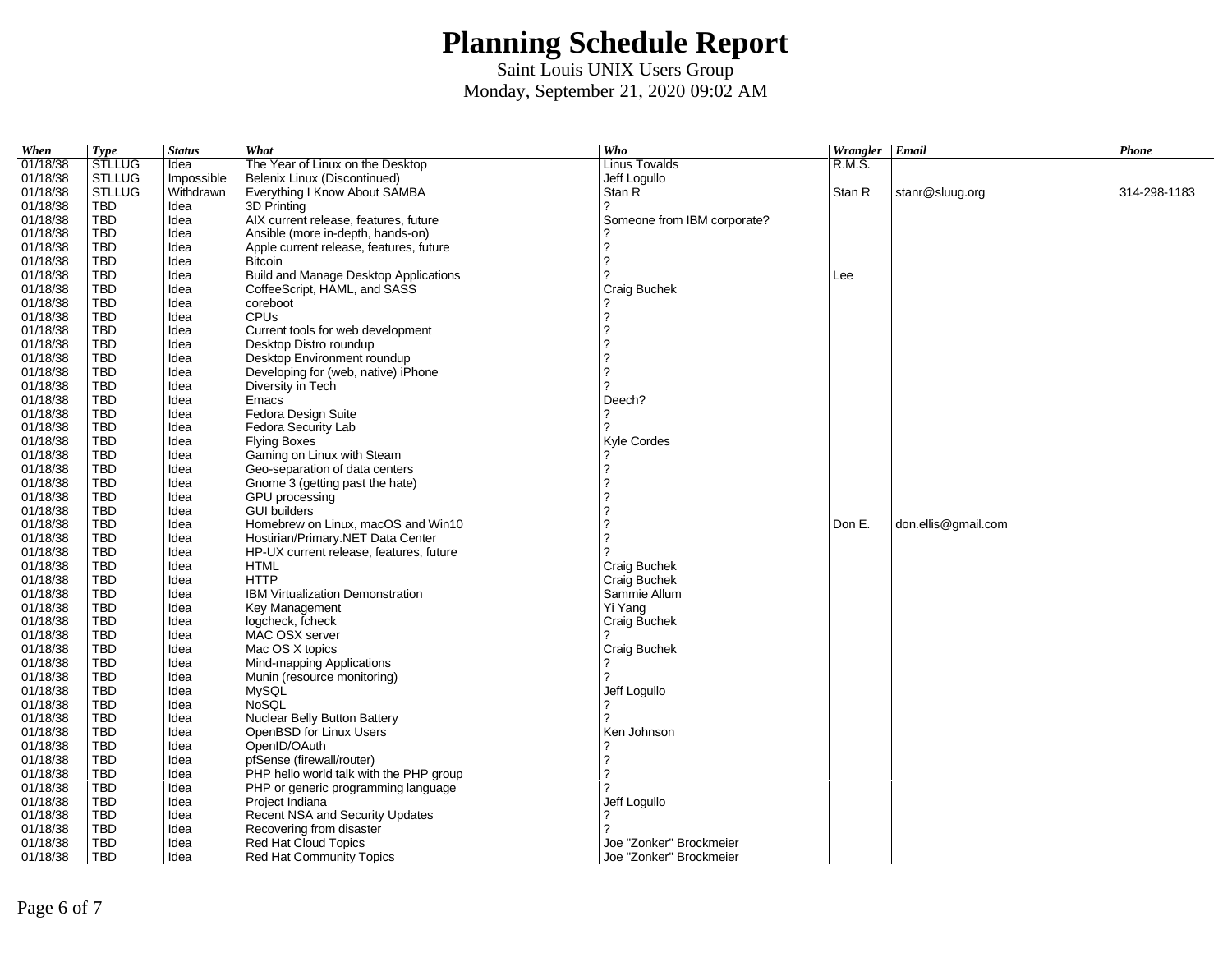# Planning Schedule Report

Saint Louis UNIX Users Group
Monday, September 21, 2020 09:02 AM

| When | Type | Status | What | Who | Wrangler | Email | Phone |
|---|---|---|---|---|---|---|---|
| 01/18/38 | STLLUG | Idea | The Year of Linux on the Desktop | Linus Tovalds | R.M.S. | | |
| 01/18/38 | STLLUG | Impossible | Belenix Linux (Discontinued) | Jeff Logullo | | | |
| 01/18/38 | STLLUG | Withdrawn | Everything I Know About SAMBA | Stan R | Stan R | stanr@sluug.org | 314-298-1183 |
| 01/18/38 | TBD | Idea | 3D Printing | ? | | | |
| 01/18/38 | TBD | Idea | AIX current release, features, future | Someone from IBM corporate? | | | |
| 01/18/38 | TBD | Idea | Ansible (more in-depth, hands-on) | ? | | | |
| 01/18/38 | TBD | Idea | Apple current release, features, future | ? | | | |
| 01/18/38 | TBD | Idea | Bitcoin | ? | | | |
| 01/18/38 | TBD | Idea | Build and Manage Desktop Applications | ? | Lee | | |
| 01/18/38 | TBD | Idea | CoffeeScript, HAML, and SASS | Craig Buchek | | | |
| 01/18/38 | TBD | Idea | coreboot | ? | | | |
| 01/18/38 | TBD | Idea | CPUs | ? | | | |
| 01/18/38 | TBD | Idea | Current tools for web development | ? | | | |
| 01/18/38 | TBD | Idea | Desktop Distro roundup | ? | | | |
| 01/18/38 | TBD | Idea | Desktop Environment roundup | ? | | | |
| 01/18/38 | TBD | Idea | Developing for (web, native) iPhone | ? | | | |
| 01/18/38 | TBD | Idea | Diversity in Tech | ? | | | |
| 01/18/38 | TBD | Idea | Emacs | Deech? | | | |
| 01/18/38 | TBD | Idea | Fedora Design Suite | ? | | | |
| 01/18/38 | TBD | Idea | Fedora Security Lab | ? | | | |
| 01/18/38 | TBD | Idea | Flying Boxes | Kyle Cordes | | | |
| 01/18/38 | TBD | Idea | Gaming on Linux with Steam | ? | | | |
| 01/18/38 | TBD | Idea | Geo-separation of data centers | ? | | | |
| 01/18/38 | TBD | Idea | Gnome 3 (getting past the hate) | ? | | | |
| 01/18/38 | TBD | Idea | GPU processing | ? | | | |
| 01/18/38 | TBD | Idea | GUI builders | ? | | | |
| 01/18/38 | TBD | Idea | Homebrew on Linux, macOS and Win10 | ? | Don E. | don.ellis@gmail.com | |
| 01/18/38 | TBD | Idea | Hostirian/Primary.NET Data Center | ? | | | |
| 01/18/38 | TBD | Idea | HP-UX current release, features, future | ? | | | |
| 01/18/38 | TBD | Idea | HTML | Craig Buchek | | | |
| 01/18/38 | TBD | Idea | HTTP | Craig Buchek | | | |
| 01/18/38 | TBD | Idea | IBM Virtualization Demonstration | Sammie Allum | | | |
| 01/18/38 | TBD | Idea | Key Management | Yi Yang | | | |
| 01/18/38 | TBD | Idea | logcheck, fcheck | Craig Buchek | | | |
| 01/18/38 | TBD | Idea | MAC OSX server | ? | | | |
| 01/18/38 | TBD | Idea | Mac OS X topics | Craig Buchek | | | |
| 01/18/38 | TBD | Idea | Mind-mapping Applications | ? | | | |
| 01/18/38 | TBD | Idea | Munin (resource monitoring) | ? | | | |
| 01/18/38 | TBD | Idea | MySQL | Jeff Logullo | | | |
| 01/18/38 | TBD | Idea | NoSQL | ? | | | |
| 01/18/38 | TBD | Idea | Nuclear Belly Button Battery | ? | | | |
| 01/18/38 | TBD | Idea | OpenBSD for Linux Users | Ken Johnson | | | |
| 01/18/38 | TBD | Idea | OpenID/OAuth | ? | | | |
| 01/18/38 | TBD | Idea | pfSense (firewall/router) | ? | | | |
| 01/18/38 | TBD | Idea | PHP hello world talk with the PHP group | ? | | | |
| 01/18/38 | TBD | Idea | PHP or generic programming language | ? | | | |
| 01/18/38 | TBD | Idea | Project Indiana | Jeff Logullo | | | |
| 01/18/38 | TBD | Idea | Recent NSA and Security Updates | ? | | | |
| 01/18/38 | TBD | Idea | Recovering from disaster | ? | | | |
| 01/18/38 | TBD | Idea | Red Hat Cloud Topics | Joe "Zonker" Brockmeier | | | |
| 01/18/38 | TBD | Idea | Red Hat Community Topics | Joe "Zonker" Brockmeier | | | |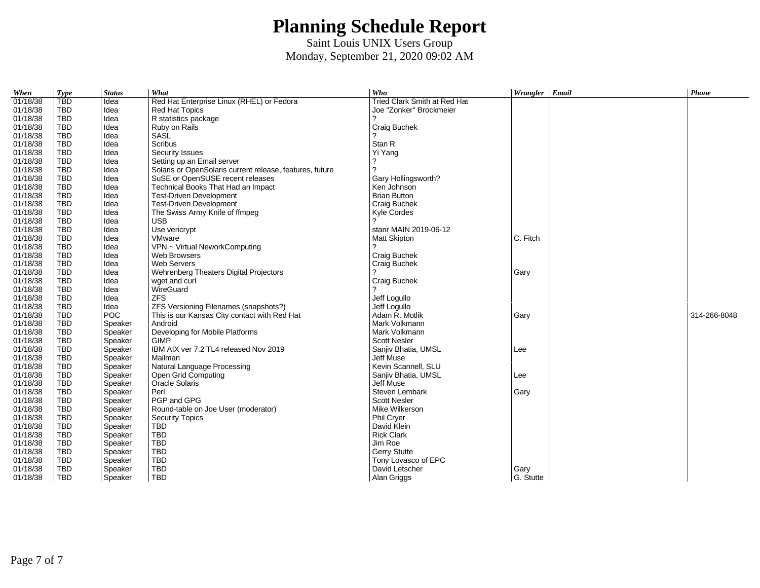# Planning Schedule Report

Saint Louis UNIX Users Group

Monday, September 21, 2020 09:02 AM

| When | Type | Status | What | Who | Wrangler | Email | Phone |
|---|---|---|---|---|---|---|---|
| 01/18/38 | TBD | Idea | Red Hat Enterprise Linux (RHEL) or Fedora | Tried Clark Smith at Red Hat | | | |
| 01/18/38 | TBD | Idea | Red Hat Topics | Joe "Zonker" Brockmeier | | | |
| 01/18/38 | TBD | Idea | R statistics package | ? | | | |
| 01/18/38 | TBD | Idea | Ruby on Rails | Craig Buchek | | | |
| 01/18/38 | TBD | Idea | SASL | ? | | | |
| 01/18/38 | TBD | Idea | Scribus | Stan R | | | |
| 01/18/38 | TBD | Idea | Security Issues | Yi Yang | | | |
| 01/18/38 | TBD | Idea | Setting up an Email server | ? | | | |
| 01/18/38 | TBD | Idea | Solaris or OpenSolaris current release, features, future | ? | | | |
| 01/18/38 | TBD | Idea | SuSE or OpenSUSE recent releases | Gary Hollingsworth? | | | |
| 01/18/38 | TBD | Idea | Technical Books That Had an Impact | Ken Johnson | | | |
| 01/18/38 | TBD | Idea | Test-Driven Development | Brian Button | | | |
| 01/18/38 | TBD | Idea | Test-Driven Development | Craig Buchek | | | |
| 01/18/38 | TBD | Idea | The Swiss Army Knife of ffmpeg | Kyle Cordes | | | |
| 01/18/38 | TBD | Idea | USB | ? | | | |
| 01/18/38 | TBD | Idea | Use vericrypt | stanr MAIN 2019-06-12 | | | |
| 01/18/38 | TBD | Idea | VMware | Matt Skipton | C. Fitch | | |
| 01/18/38 | TBD | Idea | VPN ~ Virtual NeworkComputing | ? | | | |
| 01/18/38 | TBD | Idea | Web Browsers | Craig Buchek | | | |
| 01/18/38 | TBD | Idea | Web Servers | Craig Buchek | | | |
| 01/18/38 | TBD | Idea | Wehrenberg Theaters Digital Projectors | ? | Gary | | |
| 01/18/38 | TBD | Idea | wget and curl | Craig Buchek | | | |
| 01/18/38 | TBD | Idea | WireGuard | ? | | | |
| 01/18/38 | TBD | Idea | ZFS | Jeff Logullo | | | |
| 01/18/38 | TBD | Idea | ZFS Versioning Filenames (snapshots?) | Jeff Logullo | | | |
| 01/18/38 | TBD | POC | This is our Kansas City contact with Red Hat | Adam R. Motlik | Gary | | 314-266-8048 |
| 01/18/38 | TBD | Speaker | Android | Mark Volkmann | | | |
| 01/18/38 | TBD | Speaker | Developing for Mobile Platforms | Mark Volkmann | | | |
| 01/18/38 | TBD | Speaker | GIMP | Scott Nesler | | | |
| 01/18/38 | TBD | Speaker | IBM AIX ver 7.2 TL4 released Nov 2019 | Sanjiv Bhatia, UMSL | Lee | | |
| 01/18/38 | TBD | Speaker | Mailman | Jeff Muse | | | |
| 01/18/38 | TBD | Speaker | Natural Language Processing | Kevin Scannell, SLU | | | |
| 01/18/38 | TBD | Speaker | Open Grid Computing | Sanjiv Bhatia, UMSL | Lee | | |
| 01/18/38 | TBD | Speaker | Oracle Solaris | Jeff Muse | | | |
| 01/18/38 | TBD | Speaker | Perl | Steven Lembark | Gary | | |
| 01/18/38 | TBD | Speaker | PGP and GPG | Scott Nesler | | | |
| 01/18/38 | TBD | Speaker | Round-table on Joe User (moderator) | Mike Wilkerson | | | |
| 01/18/38 | TBD | Speaker | Security Topics | Phil Cryer | | | |
| 01/18/38 | TBD | Speaker | TBD | David Klein | | | |
| 01/18/38 | TBD | Speaker | TBD | Rick Clark | | | |
| 01/18/38 | TBD | Speaker | TBD | Jim Roe | | | |
| 01/18/38 | TBD | Speaker | TBD | Gerry Stutte | | | |
| 01/18/38 | TBD | Speaker | TBD | Tony Lovasco of EPC | | | |
| 01/18/38 | TBD | Speaker | TBD | David Letscher | Gary | | |
| 01/18/38 | TBD | Speaker | TBD | Alan Griggs | G. Stutte | | |